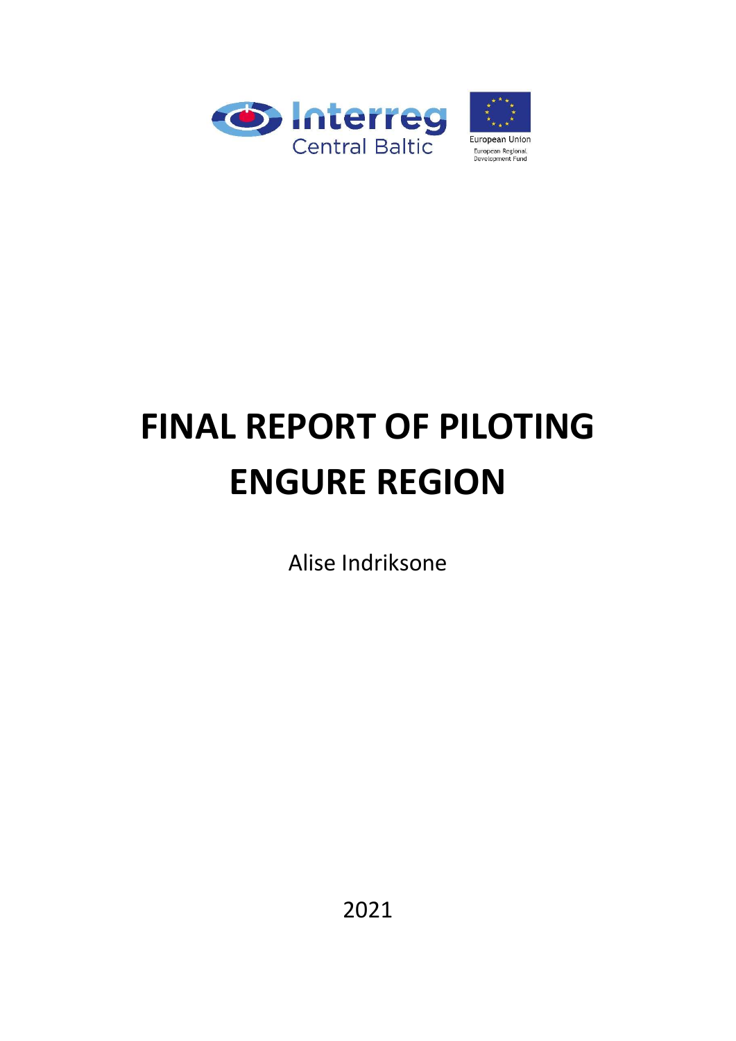# FINAL REPORT OF PILOTING ENGURE REGION

Alise Indriksone

2021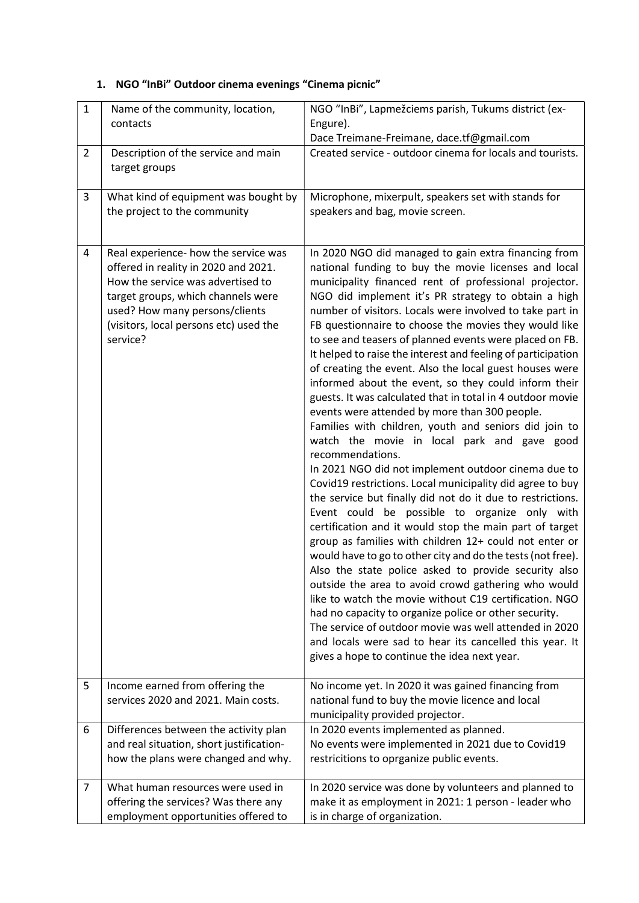1. **NGO "InBi" Outdoor cinema evenings "Cinema picnic"**

| 1 | Name of the community, location, contacts | NGO "InBi", Lapmežciems parish, Tukums district (ex-Engure). Dace Treimane-Freimane, dace.tf@gmail.com |
|---|---|---|
| 2 | Description of the service and main target groups | Created service - outdoor cinema for locals and tourists. |
| 3 | What kind of equipment was bought by the project to the community | Microphone, mixerpult, speakers set with stands for speakers and bag, movie screen. |
| 4 | Real experience- how the service was offered in reality in 2020 and 2021. How the service was advertised to target groups, which channels were used? How many persons/clients (visitors, local persons etc) used the service? | In 2020 NGO did managed to gain extra financing from national funding to buy the movie licenses and local municipality financed rent of professional projector. NGO did implement it's PR strategy to obtain a high number of visitors. Locals were involved to take part in FB questionnaire to choose the movies they would like to see and teasers of planned events were placed on FB. It helped to raise the interest and feeling of participation of creating the event. Also the local guest houses were informed about the event, so they could inform their guests. It was calculated that in total in 4 outdoor movie events were attended by more than 300 people. Families with children, youth and seniors did join to watch the movie in local park and gave good recommendations. In 2021 NGO did not implement outdoor cinema due to Covid19 restrictions. Local municipality did agree to buy the service but finally did not do it due to restrictions. Event could be possible to organize only with certification and it would stop the main part of target group as families with children 12+ could not enter or would have to go to other city and do the tests (not free). Also the state police asked to provide security also outside the area to avoid crowd gathering who would like to watch the movie without C19 certification. NGO had no capacity to organize police or other security. The service of outdoor movie was well attended in 2020 and locals were sad to hear its cancelled this year. It gives a hope to continue the idea next year. |
| 5 | Income earned from offering the services 2020 and 2021. Main costs. | No income yet. In 2020 it was gained financing from national fund to buy the movie licence and local municipality provided projector. |
| 6 | Differences between the activity plan and real situation, short justification- how the plans were changed and why. | In 2020 events implemented as planned. No events were implemented in 2021 due to Covid19 restricitions to oprganize public events. |
| 7 | What human resources were used in offering the services? Was there any employment opportunities offered to | In 2020 service was done by volunteers and planned to make it as employment in 2021: 1 person - leader who is in charge of organization. |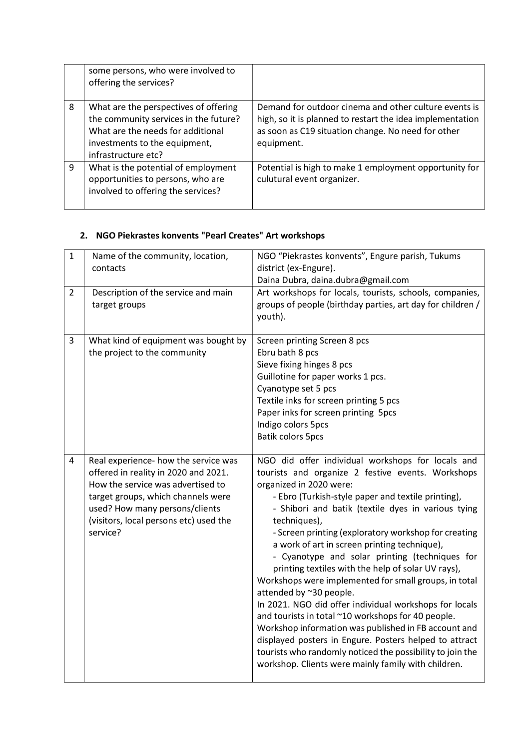|   |   |   |
|---|---|---|
|  | some persons, who were involved to offering the services? |  |
| 8 | What are the perspectives of offering the community services in the future? What are the needs for additional investments to the equipment, infrastructure etc? | Demand for outdoor cinema and other culture events is high, so it is planned to restart the idea implementation as soon as C19 situation change. No need for other equipment. |
| 9 | What is the potential of employment opportunities to persons, who are involved to offering the services? | Potential is high to make 1 employment opportunity for culutural event organizer. |

## 2. NGO Piekrastes konvents "Pearl Creates" Art workshops

|   |   |   |
|---|---|---|
| 1 | Name of the community, location, contacts | NGO "Piekrastes konvents", Engure parish, Tukums district (ex-Engure).<br>Daina Dubra, daina.dubra@gmail.com |
| 2 | Description of the service and main target groups | Art workshops for locals, tourists, schools, companies, groups of people (birthday parties, art day for children / youth). |
| 3 | What kind of equipment was bought by the project to the community | Screen printing Screen 8 pcs<br>Ebru bath 8 pcs<br>Sieve fixing hinges 8 pcs<br>Guillotine for paper works 1 pcs.<br>Cyanotype set 5 pcs<br>Textile inks for screen printing 5 pcs<br>Paper inks for screen printing 5pcs<br>Indigo colors 5pcs<br>Batik colors 5pcs |
| 4 | Real experience- how the service was offered in reality in 2020 and 2021. How the service was advertised to target groups, which channels were used? How many persons/clients (visitors, local persons etc) used the service? | NGO did offer individual workshops for locals and tourists and organize 2 festive events. Workshops organized in 2020 were:<br>- Ebro (Turkish-style paper and textile printing),<br>- Shibori and batik (textile dyes in various tying techniques),<br>- Screen printing (exploratory workshop for creating a work of art in screen printing technique),<br>- Cyanotype and solar printing (techniques for printing textiles with the help of solar UV rays),<br>Workshops were implemented for small groups, in total attended by ~30 people.<br>In 2021. NGO did offer individual workshops for locals and tourists in total ~10 workshops for 40 people.<br>Workshop information was published in FB account and displayed posters in Engure. Posters helped to attract tourists who randomly noticed the possibility to join the workshop. Clients were mainly family with children. |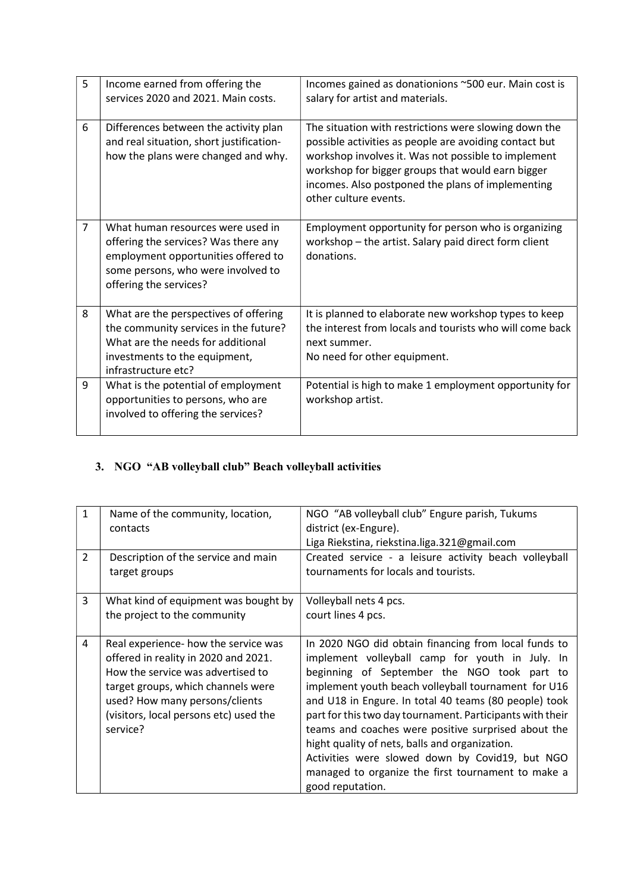| | | |
|---|---|---|
| 5 | Income earned from offering the services 2020 and 2021. Main costs. | Incomes gained as donationions ~500 eur. Main cost is salary for artist and materials. |
| 6 | Differences between the activity plan and real situation, short justification- how the plans were changed and why. | The situation with restrictions were slowing down the possible activities as people are avoiding contact but workshop involves it. Was not possible to implement workshop for bigger groups that would earn bigger incomes. Also postponed the plans of implementing other culture events. |
| 7 | What human resources were used in offering the services? Was there any employment opportunities offered to some persons, who were involved to offering the services? | Employment opportunity for person who is organizing workshop – the artist. Salary paid direct form client donations. |
| 8 | What are the perspectives of offering the community services in the future? What are the needs for additional investments to the equipment, infrastructure etc? | It is planned to elaborate new workshop types to keep the interest from locals and tourists who will come back next summer.<br>No need for other equipment. |
| 9 | What is the potential of employment opportunities to persons, who are involved to offering the services? | Potential is high to make 1 employment opportunity for workshop artist. |

### 3. NGO "AB volleyball club" Beach volleyball activities

| | | |
|---|---|---|
| 1 | Name of the community, location, contacts | NGO "AB volleyball club" Engure parish, Tukums district (ex-Engure).<br>Liga Riekstina, riekstina.liga.321@gmail.com |
| 2 | Description of the service and main target groups | Created service - a leisure activity beach volleyball tournaments for locals and tourists. |
| 3 | What kind of equipment was bought by the project to the community | Volleyball nets 4 pcs.<br>court lines 4 pcs. |
| 4 | Real experience- how the service was offered in reality in 2020 and 2021. How the service was advertised to target groups, which channels were used? How many persons/clients (visitors, local persons etc) used the service? | In 2020 NGO did obtain financing from local funds to implement volleyball camp for youth in July. In beginning of September the NGO took part to implement youth beach volleyball tournament for U16 and U18 in Engure. In total 40 teams (80 people) took part for this two day tournament. Participants with their teams and coaches were positive surprised about the hight quality of nets, balls and organization.<br>Activities were slowed down by Covid19, but NGO managed to organize the first tournament to make a good reputation. |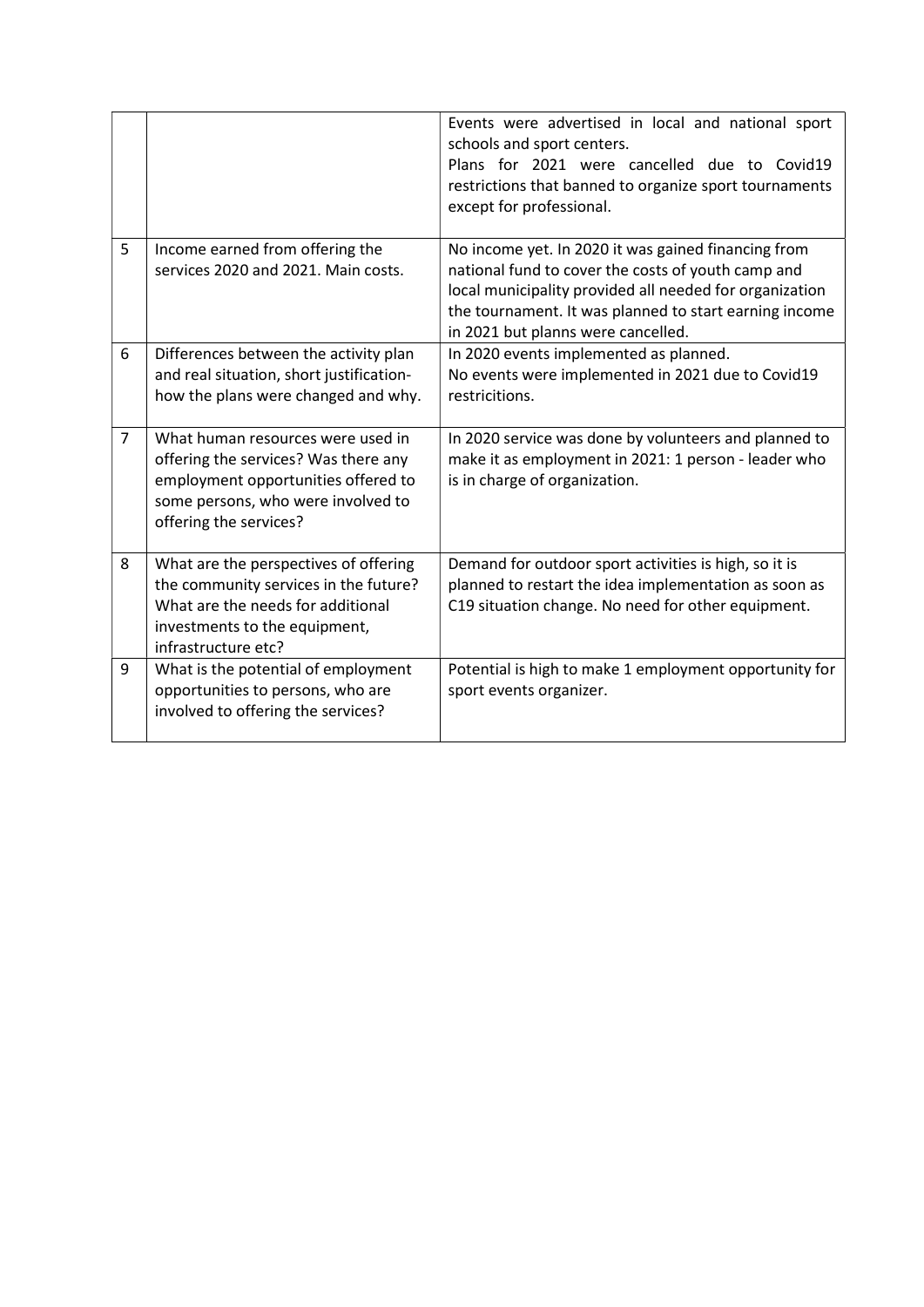| | | |
|---|---|---|
| | | Events were advertised in local and national sport schools and sport centers.<br>Plans for 2021 were cancelled due to Covid19 restrictions that banned to organize sport tournaments except for professional. |
| 5 | Income earned from offering the services 2020 and 2021. Main costs. | No income yet. In 2020 it was gained financing from national fund to cover the costs of youth camp and local municipality provided all needed for organization the tournament. It was planned to start earning income in 2021 but planns were cancelled. |
| 6 | Differences between the activity plan and real situation, short justification- how the plans were changed and why. | In 2020 events implemented as planned.<br>No events were implemented in 2021 due to Covid19 restricitions. |
| 7 | What human resources were used in offering the services? Was there any employment opportunities offered to some persons, who were involved to offering the services? | In 2020 service was done by volunteers and planned to make it as employment in 2021: 1 person - leader who is in charge of organization. |
| 8 | What are the perspectives of offering the community services in the future? What are the needs for additional investments to the equipment, infrastructure etc? | Demand for outdoor sport activities is high, so it is planned to restart the idea implementation as soon as C19 situation change. No need for other equipment. |
| 9 | What is the potential of employment opportunities to persons, who are involved to offering the services? | Potential is high to make 1 employment opportunity for sport events organizer. |